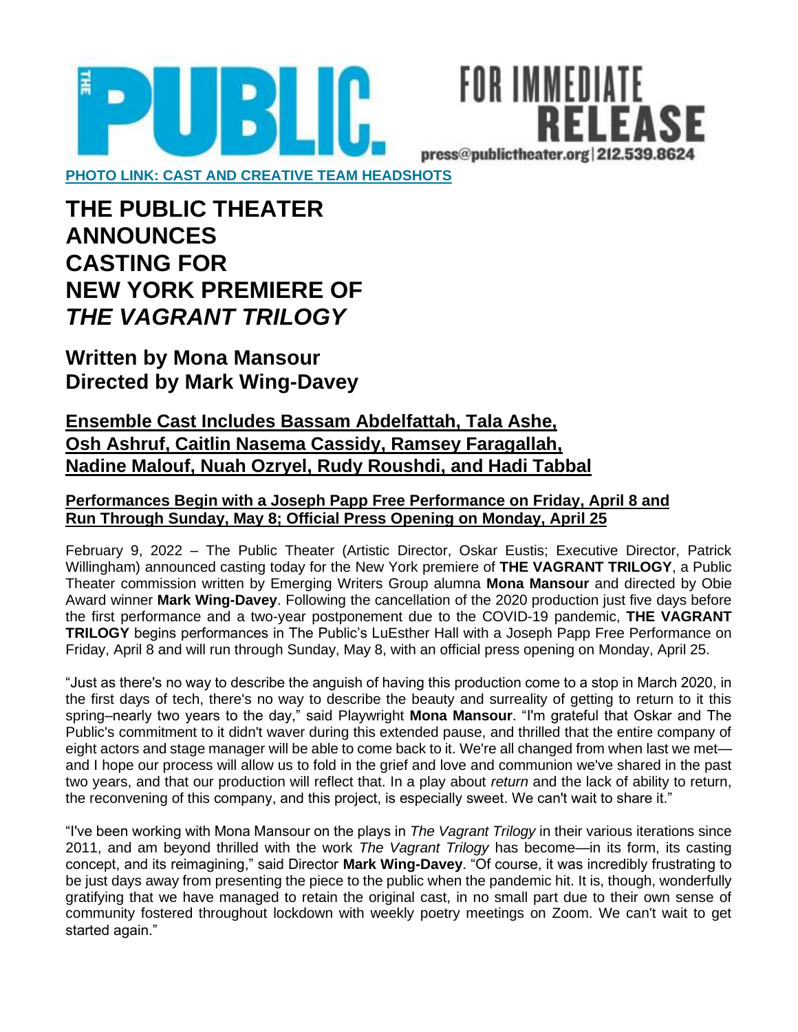THE PUBLIC

FOR IMMEDIATE RELEASE

press@publictheater.org | 212.539.8624

**PHOTO LINK: CAST AND CREATIVE TEAM HEADSHOTS**

# THE PUBLIC THEATER ANNOUNCES CASTING FOR NEW YORK PREMIERE OF *THE VAGRANT TRILOGY*

## Written by Mona Mansour
## Directed by Mark Wing-Davey

### Ensemble Cast Includes Bassam Abdelfattah, Tala Ashe, Osh Ashruf, Caitlin Nasema Cassidy, Ramsey Faragallah, Nadine Malouf, Nuah Ozryel, Rudy Roushdi, and Hadi Tabbal

#### Performances Begin with a Joseph Papp Free Performance on Friday, April 8 and Run Through Sunday, May 8; Official Press Opening on Monday, April 25

February 9, 2022 – The Public Theater (Artistic Director, Oskar Eustis; Executive Director, Patrick Willingham) announced casting today for the New York premiere of **THE VAGRANT TRILOGY**, a Public Theater commission written by Emerging Writers Group alumna **Mona Mansour** and directed by Obie Award winner **Mark Wing-Davey**. Following the cancellation of the 2020 production just five days before the first performance and a two-year postponement due to the COVID-19 pandemic, **THE VAGRANT TRILOGY** begins performances in The Public's LuEsther Hall with a Joseph Papp Free Performance on Friday, April 8 and will run through Sunday, May 8, with an official press opening on Monday, April 25.

"Just as there's no way to describe the anguish of having this production come to a stop in March 2020, in the first days of tech, there's no way to describe the beauty and surreality of getting to return to it this spring–nearly two years to the day," said Playwright **Mona Mansour**. "I'm grateful that Oskar and The Public's commitment to it didn't waver during this extended pause, and thrilled that the entire company of eight actors and stage manager will be able to come back to it. We're all changed from when last we met—and I hope our process will allow us to fold in the grief and love and communion we've shared in the past two years, and that our production will reflect that. In a play about *return* and the lack of ability to return, the reconvening of this company, and this project, is especially sweet. We can't wait to share it."

"I've been working with Mona Mansour on the plays in *The Vagrant Trilogy* in their various iterations since 2011, and am beyond thrilled with the work *The Vagrant Trilogy* has become—in its form, its casting concept, and its reimagining," said Director **Mark Wing-Davey**. "Of course, it was incredibly frustrating to be just days away from presenting the piece to the public when the pandemic hit. It is, though, wonderfully gratifying that we have managed to retain the original cast, in no small part due to their own sense of community fostered throughout lockdown with weekly poetry meetings on Zoom. We can't wait to get started again."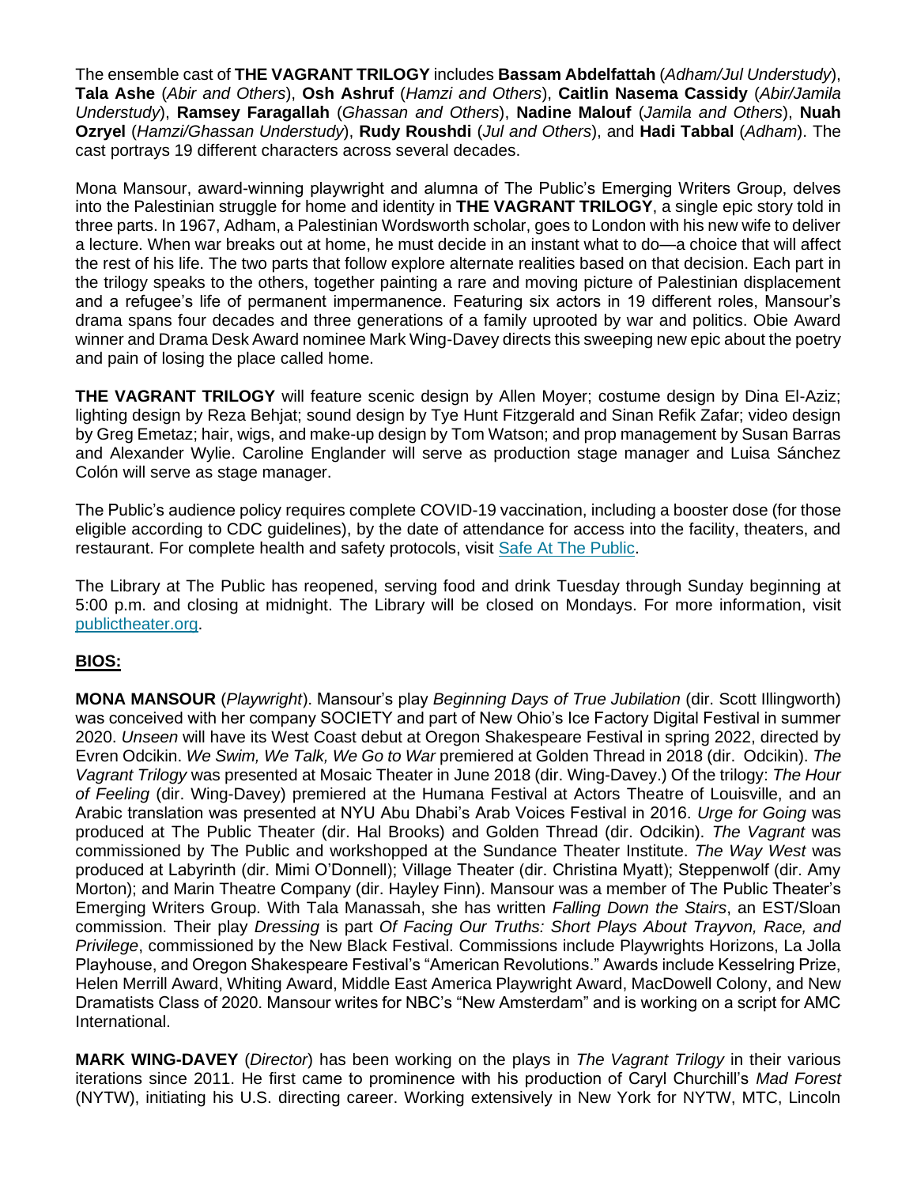The ensemble cast of **THE VAGRANT TRILOGY** includes **Bassam Abdelfattah** (*Adham/Jul Understudy*), **Tala Ashe** (*Abir and Others*), **Osh Ashruf** (*Hamzi and Others*), **Caitlin Nasema Cassidy** (*Abir/Jamila Understudy*), **Ramsey Faragallah** (*Ghassan and Others*), **Nadine Malouf** (*Jamila and Others*), **Nuah Ozryel** (*Hamzi/Ghassan Understudy*), **Rudy Roushdi** (*Jul and Others*), and **Hadi Tabbal** (*Adham*). The cast portrays 19 different characters across several decades.

Mona Mansour, award-winning playwright and alumna of The Public's Emerging Writers Group, delves into the Palestinian struggle for home and identity in **THE VAGRANT TRILOGY**, a single epic story told in three parts. In 1967, Adham, a Palestinian Wordsworth scholar, goes to London with his new wife to deliver a lecture. When war breaks out at home, he must decide in an instant what to do—a choice that will affect the rest of his life. The two parts that follow explore alternate realities based on that decision. Each part in the trilogy speaks to the others, together painting a rare and moving picture of Palestinian displacement and a refugee's life of permanent impermanence. Featuring six actors in 19 different roles, Mansour's drama spans four decades and three generations of a family uprooted by war and politics. Obie Award winner and Drama Desk Award nominee Mark Wing-Davey directs this sweeping new epic about the poetry and pain of losing the place called home.

**THE VAGRANT TRILOGY** will feature scenic design by Allen Moyer; costume design by Dina El-Aziz; lighting design by Reza Behjat; sound design by Tye Hunt Fitzgerald and Sinan Refik Zafar; video design by Greg Emetaz; hair, wigs, and make-up design by Tom Watson; and prop management by Susan Barras and Alexander Wylie. Caroline Englander will serve as production stage manager and Luisa Sánchez Colón will serve as stage manager.

The Public's audience policy requires complete COVID-19 vaccination, including a booster dose (for those eligible according to CDC guidelines), by the date of attendance for access into the facility, theaters, and restaurant. For complete health and safety protocols, visit [Safe At The Public](Safe At The Public).

The Library at The Public has reopened, serving food and drink Tuesday through Sunday beginning at 5:00 p.m. and closing at midnight. The Library will be closed on Mondays. For more information, visit [publictheater.org](publictheater.org).

## BIOS:

**MONA MANSOUR** (*Playwright*). Mansour's play *Beginning Days of True Jubilation* (dir. Scott Illingworth) was conceived with her company SOCIETY and part of New Ohio's Ice Factory Digital Festival in summer 2020. *Unseen* will have its West Coast debut at Oregon Shakespeare Festival in spring 2022, directed by Evren Odcikin. *We Swim, We Talk, We Go to War* premiered at Golden Thread in 2018 (dir. Odcikin). *The Vagrant Trilogy* was presented at Mosaic Theater in June 2018 (dir. Wing-Davey.) Of the trilogy: *The Hour of Feeling* (dir. Wing-Davey) premiered at the Humana Festival at Actors Theatre of Louisville, and an Arabic translation was presented at NYU Abu Dhabi's Arab Voices Festival in 2016. *Urge for Going* was produced at The Public Theater (dir. Hal Brooks) and Golden Thread (dir. Odcikin). *The Vagrant* was commissioned by The Public and workshopped at the Sundance Theater Institute. *The Way West* was produced at Labyrinth (dir. Mimi O'Donnell); Village Theater (dir. Christina Myatt); Steppenwolf (dir. Amy Morton); and Marin Theatre Company (dir. Hayley Finn). Mansour was a member of The Public Theater's Emerging Writers Group. With Tala Manassah, she has written *Falling Down the Stairs*, an EST/Sloan commission. Their play *Dressing* is part *Of Facing Our Truths: Short Plays About Trayvon, Race, and Privilege*, commissioned by the New Black Festival. Commissions include Playwrights Horizons, La Jolla Playhouse, and Oregon Shakespeare Festival's "American Revolutions." Awards include Kesselring Prize, Helen Merrill Award, Whiting Award, Middle East America Playwright Award, MacDowell Colony, and New Dramatists Class of 2020. Mansour writes for NBC's "New Amsterdam" and is working on a script for AMC International.

**MARK WING-DAVEY** (*Director*) has been working on the plays in *The Vagrant Trilogy* in their various iterations since 2011. He first came to prominence with his production of Caryl Churchill's *Mad Forest* (NYTW), initiating his U.S. directing career. Working extensively in New York for NYTW, MTC, Lincoln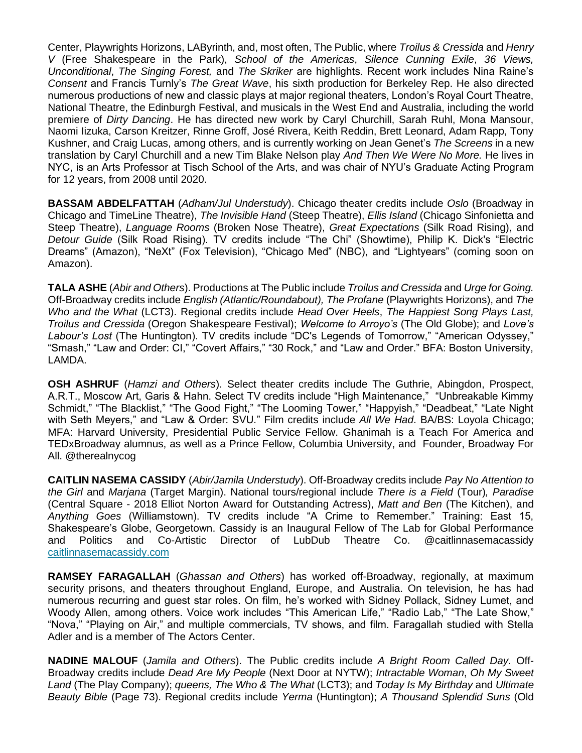Center, Playwrights Horizons, LAByrinth, and, most often, The Public, where *Troilus & Cressida* and *Henry V* (Free Shakespeare in the Park), *School of the Americas*, *Silence Cunning Exile*, *36 Views, Unconditional*, *The Singing Forest,* and *The Skriker* are highlights. Recent work includes Nina Raine's *Consent* and Francis Turnly's *The Great Wave*, his sixth production for Berkeley Rep. He also directed numerous productions of new and classic plays at major regional theaters, London's Royal Court Theatre, National Theatre, the Edinburgh Festival, and musicals in the West End and Australia, including the world premiere of *Dirty Dancing*. He has directed new work by Caryl Churchill, Sarah Ruhl, Mona Mansour, Naomi Iizuka, Carson Kreitzer, Rinne Groff, José Rivera, Keith Reddin, Brett Leonard, Adam Rapp, Tony Kushner, and Craig Lucas, among others, and is currently working on Jean Genet's *The Screens* in a new translation by Caryl Churchill and a new Tim Blake Nelson play *And Then We Were No More.* He lives in NYC, is an Arts Professor at Tisch School of the Arts, and was chair of NYU's Graduate Acting Program for 12 years, from 2008 until 2020.

**BASSAM ABDELFATTAH** (*Adham/Jul Understudy*). Chicago theater credits include *Oslo* (Broadway in Chicago and TimeLine Theatre), *The Invisible Hand* (Steep Theatre), *Ellis Island* (Chicago Sinfonietta and Steep Theatre), *Language Rooms* (Broken Nose Theatre), *Great Expectations* (Silk Road Rising), and *Detour Guide* (Silk Road Rising). TV credits include "The Chi" (Showtime), Philip K. Dick's "Electric Dreams" (Amazon), "NeXt" (Fox Television), "Chicago Med" (NBC), and "Lightyears" (coming soon on Amazon).

**TALA ASHE** (*Abir and Others*). Productions at The Public include *Troilus and Cressida* and *Urge for Going.* Off-Broadway credits include *English (Atlantic/Roundabout), The Profane* (Playwrights Horizons), and *The Who and the What* (LCT3). Regional credits include *Head Over Heels*, *The Happiest Song Plays Last, Troilus and Cressida* (Oregon Shakespeare Festival); *Welcome to Arroyo's* (The Old Globe); and *Love's Labour's Lost* (The Huntington). TV credits include "DC's Legends of Tomorrow," "American Odyssey," "Smash," "Law and Order: CI," "Covert Affairs," "30 Rock," and "Law and Order." BFA: Boston University, LAMDA.

**OSH ASHRUF** (*Hamzi and Others*). Select theater credits include The Guthrie, Abingdon, Prospect, A.R.T., Moscow Art, Garis & Hahn. Select TV credits include "High Maintenance," "Unbreakable Kimmy Schmidt," "The Blacklist," "The Good Fight," "The Looming Tower," "Happyish," "Deadbeat," "Late Night with Seth Meyers," and "Law & Order: SVU." Film credits include *All We Had*. BA/BS: Loyola Chicago; MFA: Harvard University, Presidential Public Service Fellow. Ghanimah is a Teach For America and TEDxBroadway alumnus, as well as a Prince Fellow, Columbia University, and Founder, Broadway For All. @therealnycog

**CAITLIN NASEMA CASSIDY** (*Abir/Jamila Understudy*). Off-Broadway credits include *Pay No Attention to the Girl* and *Marjana* (Target Margin). National tours/regional include *There is a Field* (Tour)*, Paradise* (Central Square - 2018 Elliot Norton Award for Outstanding Actress), *Matt and Ben* (The Kitchen), and *Anything Goes* (Williamstown). TV credits include "A Crime to Remember." Training: East 15, Shakespeare's Globe, Georgetown. Cassidy is an Inaugural Fellow of The Lab for Global Performance and Politics and Co-Artistic Director of LubDub Theatre Co. @caitlinnasemacassidy caitlinnasemacassidy.com

**RAMSEY FARAGALLAH** (*Ghassan and Others*) has worked off-Broadway, regionally, at maximum security prisons, and theaters throughout England, Europe, and Australia. On television, he has had numerous recurring and guest star roles. On film, he's worked with Sidney Pollack, Sidney Lumet, and Woody Allen, among others. Voice work includes "This American Life," "Radio Lab," "The Late Show," "Nova," "Playing on Air," and multiple commercials, TV shows, and film. Faragallah studied with Stella Adler and is a member of The Actors Center.

**NADINE MALOUF** (*Jamila and Others*). The Public credits include *A Bright Room Called Day.* Off-Broadway credits include *Dead Are My People* (Next Door at NYTW); *Intractable Woman*, *Oh My Sweet Land* (The Play Company); *queens, The Who & The What* (LCT3); and *Today Is My Birthday* and *Ultimate Beauty Bible* (Page 73). Regional credits include *Yerma* (Huntington); *A Thousand Splendid Suns* (Old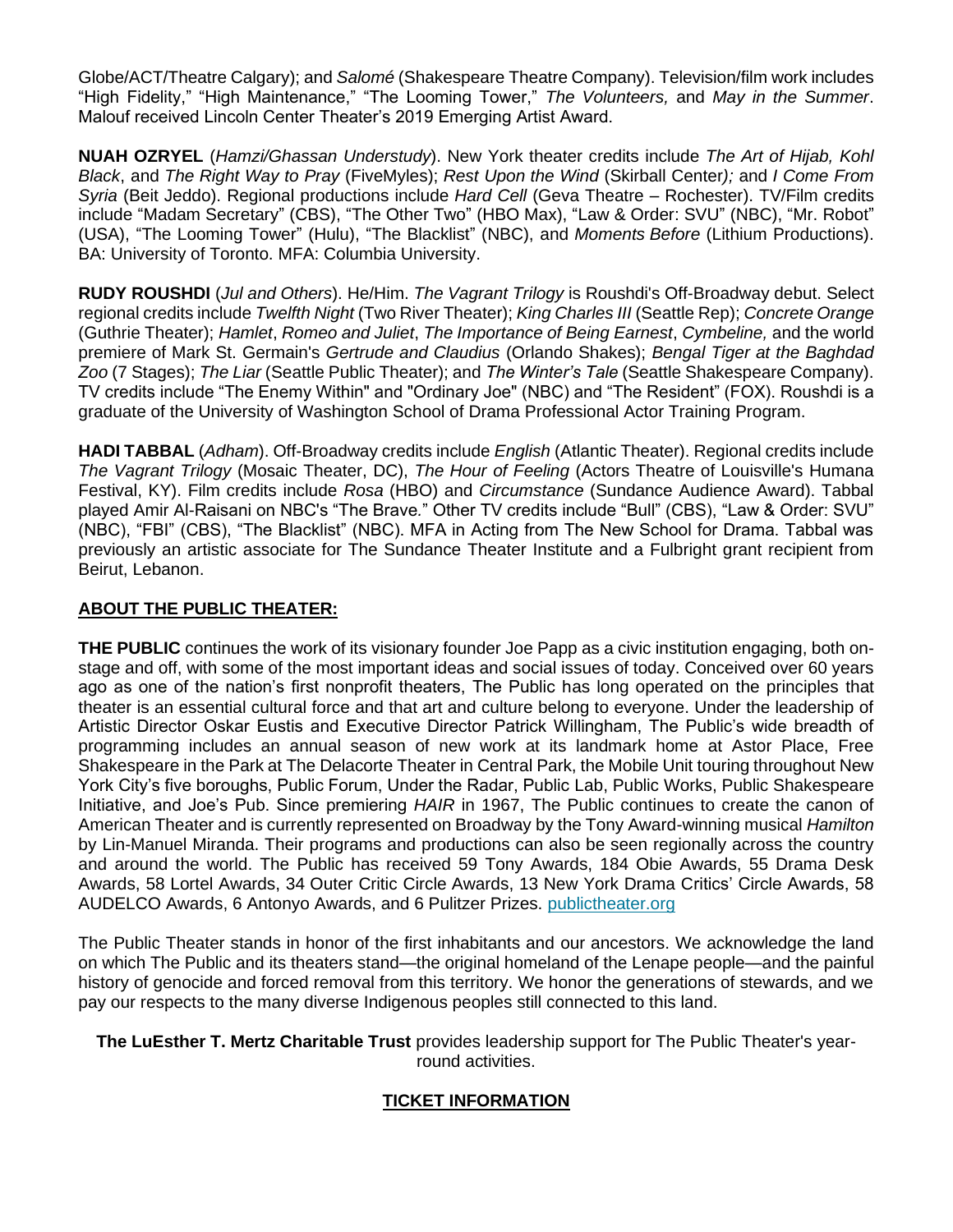Globe/ACT/Theatre Calgary); and *Salomé* (Shakespeare Theatre Company). Television/film work includes "High Fidelity," "High Maintenance," "The Looming Tower," *The Volunteers,* and *May in the Summer*. Malouf received Lincoln Center Theater's 2019 Emerging Artist Award.

**NUAH OZRYEL** (*Hamzi/Ghassan Understudy*). New York theater credits include *The Art of Hijab, Kohl Black*, and *The Right Way to Pray* (FiveMyles); *Rest Upon the Wind* (Skirball Center*);* and *I Come From Syria* (Beit Jeddo). Regional productions include *Hard Cell* (Geva Theatre – Rochester). TV/Film credits include "Madam Secretary" (CBS), "The Other Two" (HBO Max), "Law & Order: SVU" (NBC), "Mr. Robot" (USA), "The Looming Tower" (Hulu), "The Blacklist" (NBC), and *Moments Before* (Lithium Productions). BA: University of Toronto. MFA: Columbia University.

**RUDY ROUSHDI** (*Jul and Others*). He/Him. *The Vagrant Trilogy* is Roushdi's Off-Broadway debut. Select regional credits include *Twelfth Night* (Two River Theater); *King Charles III* (Seattle Rep); *Concrete Orange* (Guthrie Theater); *Hamlet*, *Romeo and Juliet*, *The Importance of Being Earnest*, *Cymbeline,* and the world premiere of Mark St. Germain's *Gertrude and Claudius* (Orlando Shakes); *Bengal Tiger at the Baghdad Zoo* (7 Stages); *The Liar* (Seattle Public Theater); and *The Winter's Tale* (Seattle Shakespeare Company). TV credits include "The Enemy Within" and "Ordinary Joe" (NBC) and "The Resident" (FOX). Roushdi is a graduate of the University of Washington School of Drama Professional Actor Training Program.

**HADI TABBAL** (*Adham*). Off-Broadway credits include *English* (Atlantic Theater). Regional credits include *The Vagrant Trilogy* (Mosaic Theater, DC), *The Hour of Feeling* (Actors Theatre of Louisville's Humana Festival, KY). Film credits include *Rosa* (HBO) and *Circumstance* (Sundance Audience Award). Tabbal played Amir Al-Raisani on NBC's "The Brave." Other TV credits include "Bull" (CBS), "Law & Order: SVU" (NBC), "FBI" (CBS), "The Blacklist" (NBC). MFA in Acting from The New School for Drama. Tabbal was previously an artistic associate for The Sundance Theater Institute and a Fulbright grant recipient from Beirut, Lebanon.

## ABOUT THE PUBLIC THEATER:

**THE PUBLIC** continues the work of its visionary founder Joe Papp as a civic institution engaging, both on-stage and off, with some of the most important ideas and social issues of today. Conceived over 60 years ago as one of the nation's first nonprofit theaters, The Public has long operated on the principles that theater is an essential cultural force and that art and culture belong to everyone. Under the leadership of Artistic Director Oskar Eustis and Executive Director Patrick Willingham, The Public's wide breadth of programming includes an annual season of new work at its landmark home at Astor Place, Free Shakespeare in the Park at The Delacorte Theater in Central Park, the Mobile Unit touring throughout New York City's five boroughs, Public Forum, Under the Radar, Public Lab, Public Works, Public Shakespeare Initiative, and Joe's Pub. Since premiering *HAIR* in 1967, The Public continues to create the canon of American Theater and is currently represented on Broadway by the Tony Award-winning musical *Hamilton* by Lin-Manuel Miranda. Their programs and productions can also be seen regionally across the country and around the world. The Public has received 59 Tony Awards, 184 Obie Awards, 55 Drama Desk Awards, 58 Lortel Awards, 34 Outer Critic Circle Awards, 13 New York Drama Critics' Circle Awards, 58 AUDELCO Awards, 6 Antonyo Awards, and 6 Pulitzer Prizes. publictheater.org

The Public Theater stands in honor of the first inhabitants and our ancestors. We acknowledge the land on which The Public and its theaters stand—the original homeland of the Lenape people—and the painful history of genocide and forced removal from this territory. We honor the generations of stewards, and we pay our respects to the many diverse Indigenous peoples still connected to this land.

**The LuEsther T. Mertz Charitable Trust** provides leadership support for The Public Theater's year-round activities.

## TICKET INFORMATION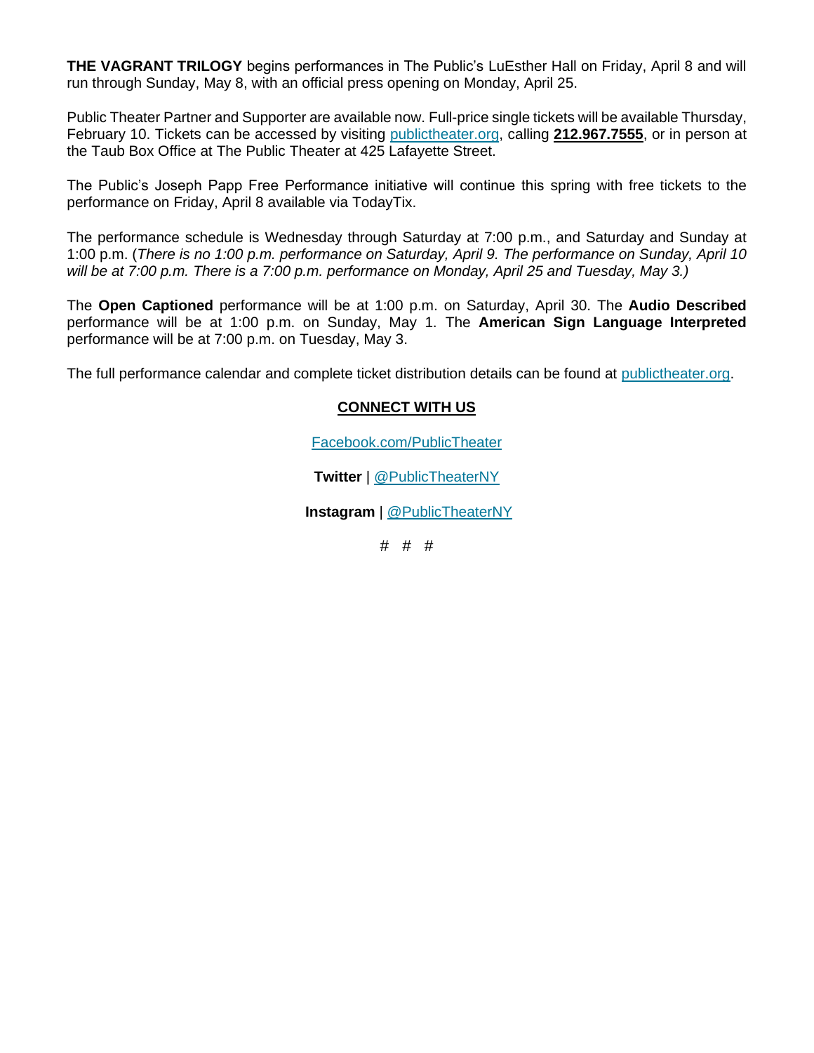**THE VAGRANT TRILOGY** begins performances in The Public's LuEsther Hall on Friday, April 8 and will run through Sunday, May 8, with an official press opening on Monday, April 25.

Public Theater Partner and Supporter are available now. Full-price single tickets will be available Thursday, February 10. Tickets can be accessed by visiting [publictheater.org](publictheater.org), calling **212.967.7555**, or in person at the Taub Box Office at The Public Theater at 425 Lafayette Street.

The Public's Joseph Papp Free Performance initiative will continue this spring with free tickets to the performance on Friday, April 8 available via TodayTix.

The performance schedule is Wednesday through Saturday at 7:00 p.m., and Saturday and Sunday at 1:00 p.m. (*There is no 1:00 p.m. performance on Saturday, April 9. The performance on Sunday, April 10 will be at 7:00 p.m. There is a 7:00 p.m. performance on Monday, April 25 and Tuesday, May 3.)*

The **Open Captioned** performance will be at 1:00 p.m. on Saturday, April 30. The **Audio Described** performance will be at 1:00 p.m. on Sunday, May 1. The **American Sign Language Interpreted** performance will be at 7:00 p.m. on Tuesday, May 3.

The full performance calendar and complete ticket distribution details can be found at [publictheater.org](publictheater.org).

**CONNECT WITH US**

[Facebook.com/PublicTheater](Facebook.com/PublicTheater)

**Twitter** | @PublicTheaterNY

**Instagram** | @PublicTheaterNY

# # #